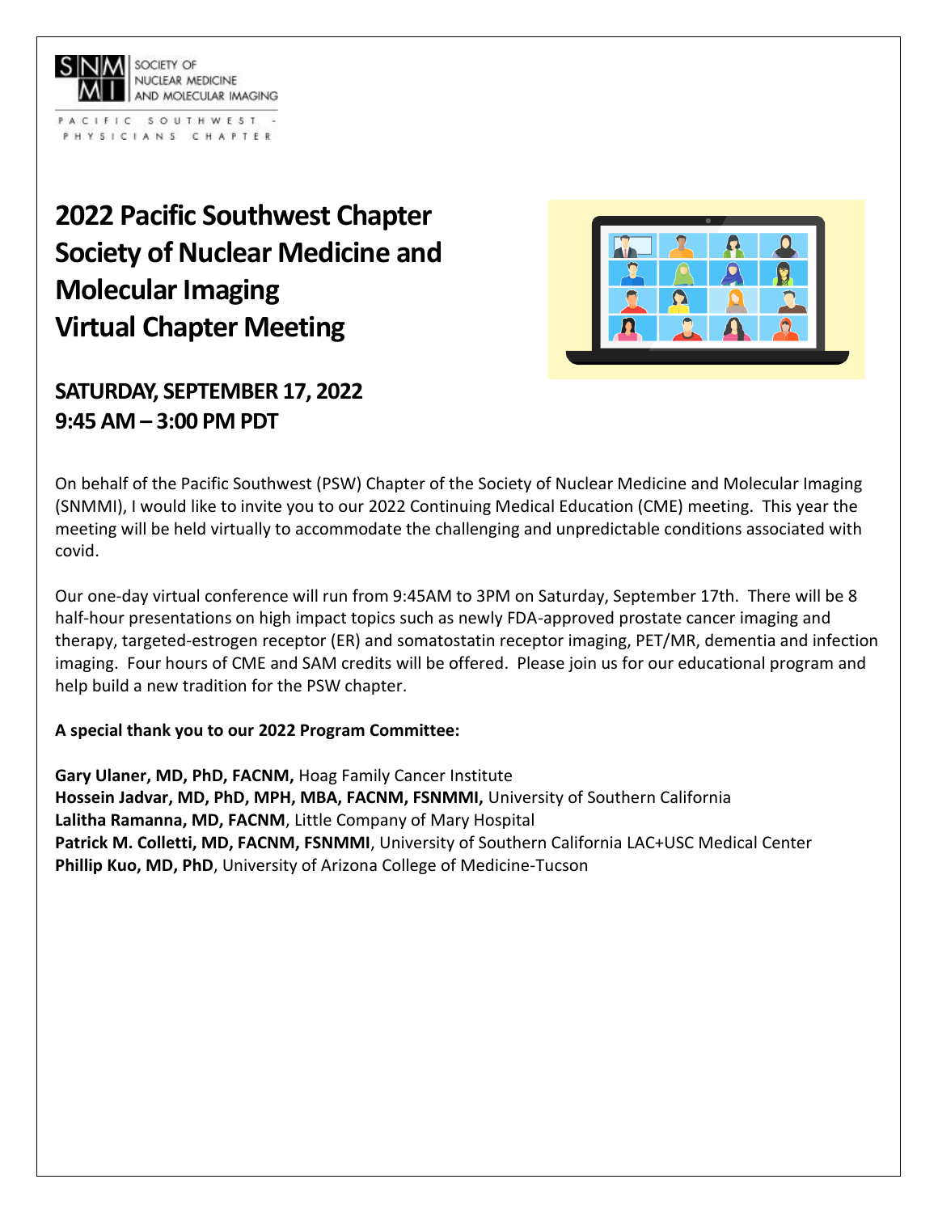SNMMI | SOCIETY OF NUCLEAR MEDICINE AND MOLECULAR IMAGING

PACIFIC SOUTHWEST - PHYSICIANS CHAPTER

# 2022 Pacific Southwest Chapter Society of Nuclear Medicine and Molecular Imaging Virtual Chapter Meeting

## SATURDAY, SEPTEMBER 17, 2022
## 9:45 AM – 3:00 PM PDT

On behalf of the Pacific Southwest (PSW) Chapter of the Society of Nuclear Medicine and Molecular Imaging (SNMMI), I would like to invite you to our 2022 Continuing Medical Education (CME) meeting. This year the meeting will be held virtually to accommodate the challenging and unpredictable conditions associated with covid.

Our one-day virtual conference will run from 9:45AM to 3PM on Saturday, September 17th. There will be 8 half-hour presentations on high impact topics such as newly FDA-approved prostate cancer imaging and therapy, targeted-estrogen receptor (ER) and somatostatin receptor imaging, PET/MR, dementia and infection imaging. Four hours of CME and SAM credits will be offered. Please join us for our educational program and help build a new tradition for the PSW chapter.

**A special thank you to our 2022 Program Committee:**

**Gary Ulaner, MD, PhD, FACNM,** Hoag Family Cancer Institute
**Hossein Jadvar, MD, PhD, MPH, MBA, FACNM, FSNMMI,** University of Southern California
**Lalitha Ramanna, MD, FACNM**, Little Company of Mary Hospital
**Patrick M. Colletti, MD, FACNM, FSNMMI**, University of Southern California LAC+USC Medical Center
**Phillip Kuo, MD, PhD**, University of Arizona College of Medicine-Tucson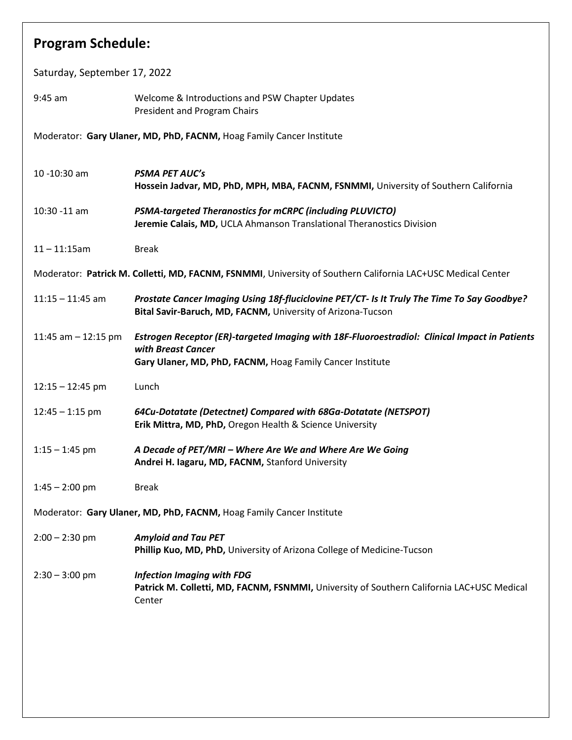## Program Schedule:

Saturday, September 17, 2022

9:45 am — Welcome & Introductions and PSW Chapter Updates
President and Program Chairs

Moderator: **Gary Ulaner, MD, PhD, FACNM,** Hoag Family Cancer Institute

10 -10:30 am — ***PSMA PET AUC's***
**Hossein Jadvar, MD, PhD, MPH, MBA, FACNM, FSNMMI,** University of Southern California

10:30 -11 am — ***PSMA-targeted Theranostics for mCRPC (including PLUVICTO)***
**Jeremie Calais, MD,** UCLA Ahmanson Translational Theranostics Division

11 – 11:15am — Break

Moderator: **Patrick M. Colletti, MD, FACNM, FSNMMI**, University of Southern California LAC+USC Medical Center

11:15 – 11:45 am — ***Prostate Cancer Imaging Using 18f-fluciclovine PET/CT- Is It Truly The Time To Say Goodbye?***
**Bital Savir-Baruch, MD, FACNM,** University of Arizona-Tucson

11:45 am – 12:15 pm — ***Estrogen Receptor (ER)-targeted Imaging with 18F-Fluoroestradiol: Clinical Impact in Patients with Breast Cancer***
**Gary Ulaner, MD, PhD, FACNM,** Hoag Family Cancer Institute

12:15 – 12:45 pm — Lunch

12:45 – 1:15 pm — ***64Cu-Dotatate (Detectnet) Compared with 68Ga-Dotatate (NETSPOT)***
**Erik Mittra, MD, PhD,** Oregon Health & Science University

1:15 – 1:45 pm — ***A Decade of PET/MRI – Where Are We and Where Are We Going***
**Andrei H. Iagaru, MD, FACNM,** Stanford University

1:45 – 2:00 pm — Break

Moderator: **Gary Ulaner, MD, PhD, FACNM,** Hoag Family Cancer Institute

2:00 – 2:30 pm — ***Amyloid and Tau PET***
**Phillip Kuo, MD, PhD,** University of Arizona College of Medicine-Tucson

2:30 – 3:00 pm — ***Infection Imaging with FDG***
**Patrick M. Colletti, MD, FACNM, FSNMMI,** University of Southern California LAC+USC Medical Center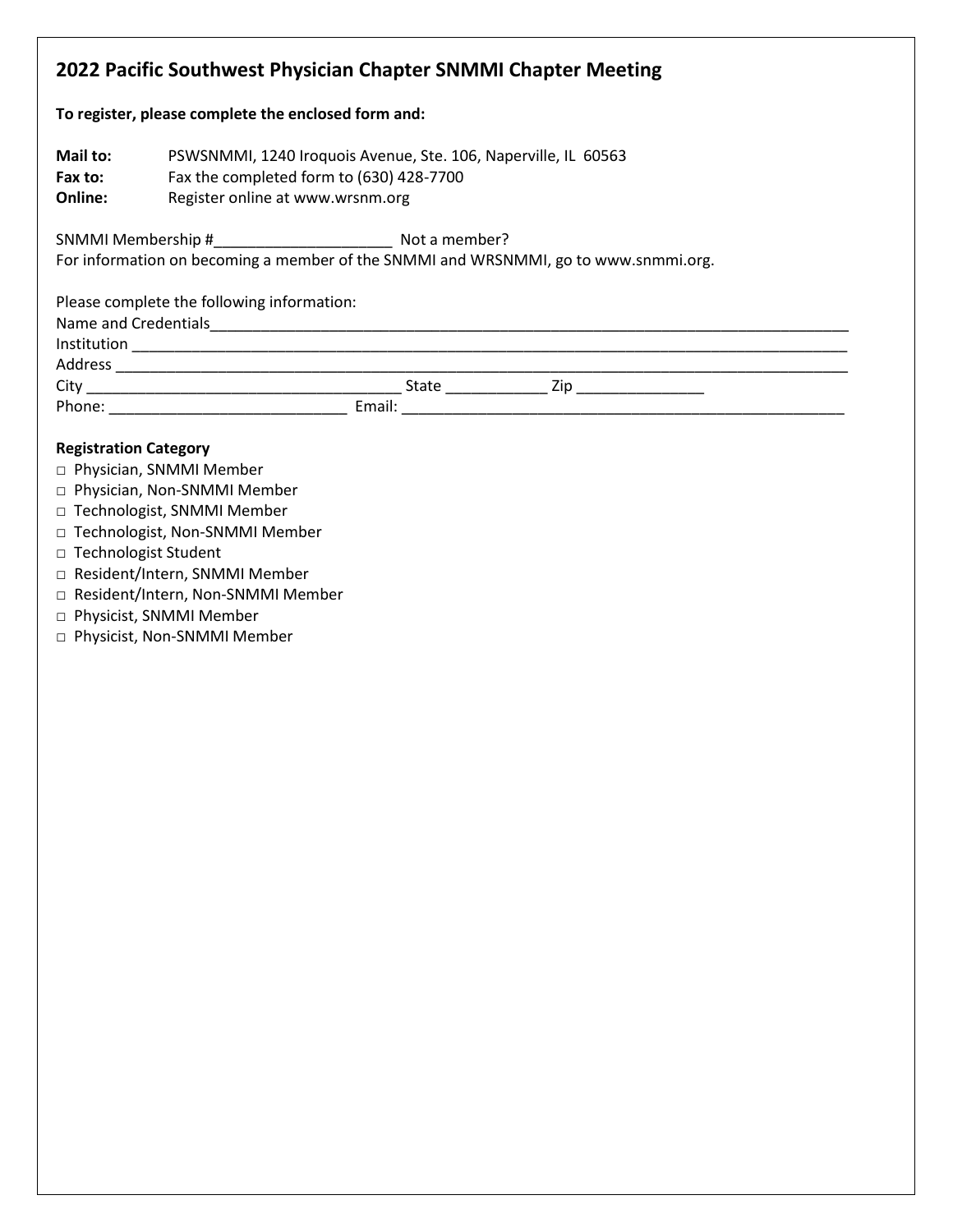## 2022 Pacific Southwest Physician Chapter SNMMI Chapter Meeting

**To register, please complete the enclosed form and:**

**Mail to:** PSWSNMMI, 1240 Iroquois Avenue, Ste. 106, Naperville, IL 60563
**Fax to:** Fax the completed form to (630) 428-7700
**Online:** Register online at www.wrsnm.org

SNMMI Membership #_____________________ Not a member?
For information on becoming a member of the SNMMI and WRSNMMI, go to www.snmmi.org.

Please complete the following information:
Name and Credentials_______________________________________________________________________________
Institution ______________________________________________________________________________________
Address ________________________________________________________________________________________
City _____________________________________ State ____________ Zip _______________
Phone: _____________________________ Email: _______________________________________________________

**Registration Category**

- □ Physician, SNMMI Member
- □ Physician, Non-SNMMI Member
- □ Technologist, SNMMI Member
- □ Technologist, Non-SNMMI Member
- □ Technologist Student
- □ Resident/Intern, SNMMI Member
- □ Resident/Intern, Non-SNMMI Member
- □ Physicist, SNMMI Member
- □ Physicist, Non-SNMMI Member